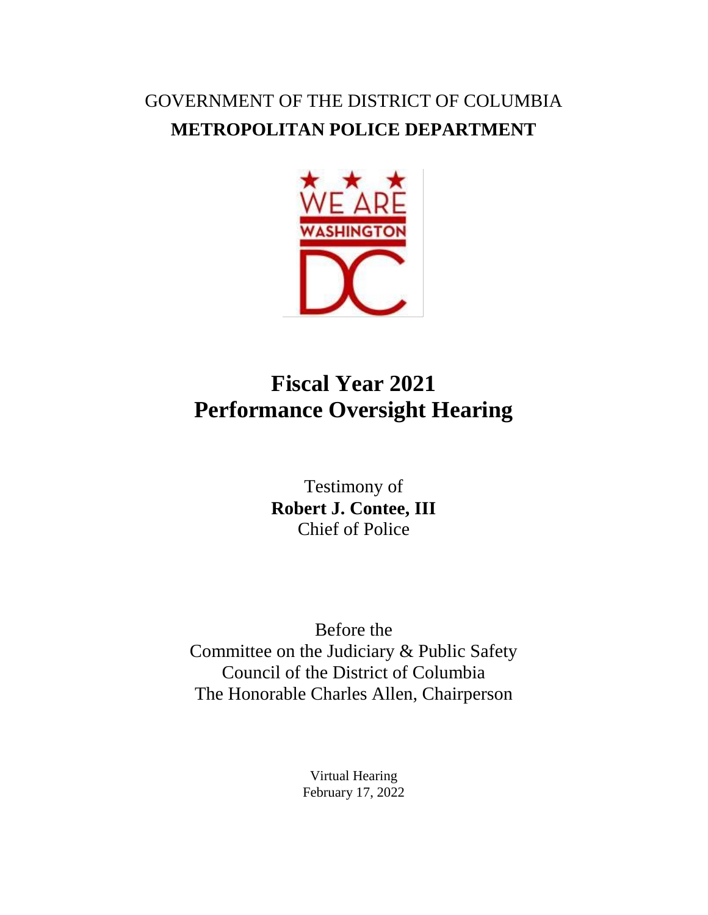GOVERNMENT OF THE DISTRICT OF COLUMBIA

**METROPOLITAN POLICE DEPARTMENT**

# Fiscal Year 2021
# Performance Oversight Hearing

Testimony of

**Robert J. Contee, III**

Chief of Police

Before the

Committee on the Judiciary & Public Safety

Council of the District of Columbia

The Honorable Charles Allen, Chairperson

Virtual Hearing

February 17, 2022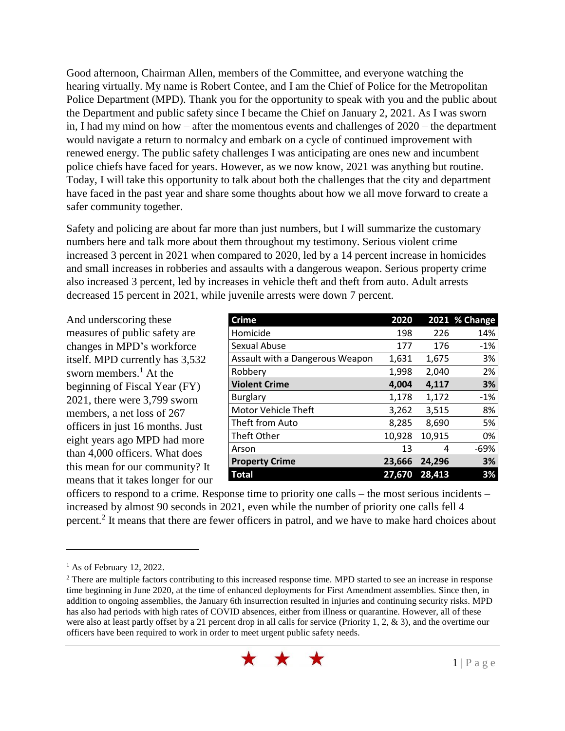Good afternoon, Chairman Allen, members of the Committee, and everyone watching the hearing virtually. My name is Robert Contee, and I am the Chief of Police for the Metropolitan Police Department (MPD). Thank you for the opportunity to speak with you and the public about the Department and public safety since I became the Chief on January 2, 2021. As I was sworn in, I had my mind on how – after the momentous events and challenges of 2020 – the department would navigate a return to normalcy and embark on a cycle of continued improvement with renewed energy. The public safety challenges I was anticipating are ones new and incumbent police chiefs have faced for years. However, as we now know, 2021 was anything but routine. Today, I will take this opportunity to talk about both the challenges that the city and department have faced in the past year and share some thoughts about how we all move forward to create a safer community together.

Safety and policing are about far more than just numbers, but I will summarize the customary numbers here and talk more about them throughout my testimony. Serious violent crime increased 3 percent in 2021 when compared to 2020, led by a 14 percent increase in homicides and small increases in robberies and assaults with a dangerous weapon. Serious property crime also increased 3 percent, led by increases in vehicle theft and theft from auto. Adult arrests decreased 15 percent in 2021, while juvenile arrests were down 7 percent.

| Crime | 2020 | 2021 | % Change |
|---|---|---|---|
| Homicide | 198 | 226 | 14% |
| Sexual Abuse | 177 | 176 | -1% |
| Assault with a Dangerous Weapon | 1,631 | 1,675 | 3% |
| Robbery | 1,998 | 2,040 | 2% |
| **Violent Crime** | **4,004** | **4,117** | **3%** |
| Burglary | 1,178 | 1,172 | -1% |
| Motor Vehicle Theft | 3,262 | 3,515 | 8% |
| Theft from Auto | 8,285 | 8,690 | 5% |
| Theft Other | 10,928 | 10,915 | 0% |
| Arson | 13 | 4 | -69% |
| **Property Crime** | **23,666** | **24,296** | **3%** |
| **Total** | **27,670** | **28,413** | **3%** |

And underscoring these measures of public safety are changes in MPD's workforce itself. MPD currently has 3,532 sworn members.[1] At the beginning of Fiscal Year (FY) 2021, there were 3,799 sworn members, a net loss of 267 officers in just 16 months. Just eight years ago MPD had more than 4,000 officers. What does this mean for our community? It means that it takes longer for our officers to respond to a crime. Response time to priority one calls – the most serious incidents – increased by almost 90 seconds in 2021, even while the number of priority one calls fell 4 percent.[2] It means that there are fewer officers in patrol, and we have to make hard choices about

[1] As of February 12, 2022.

[2] There are multiple factors contributing to this increased response time. MPD started to see an increase in response time beginning in June 2020, at the time of enhanced deployments for First Amendment assemblies. Since then, in addition to ongoing assemblies, the January 6th insurrection resulted in injuries and continuing security risks. MPD has also had periods with high rates of COVID absences, either from illness or quarantine. However, all of these were also at least partly offset by a 21 percent drop in all calls for service (Priority 1, 2, & 3), and the overtime our officers have been required to work in order to meet urgent public safety needs.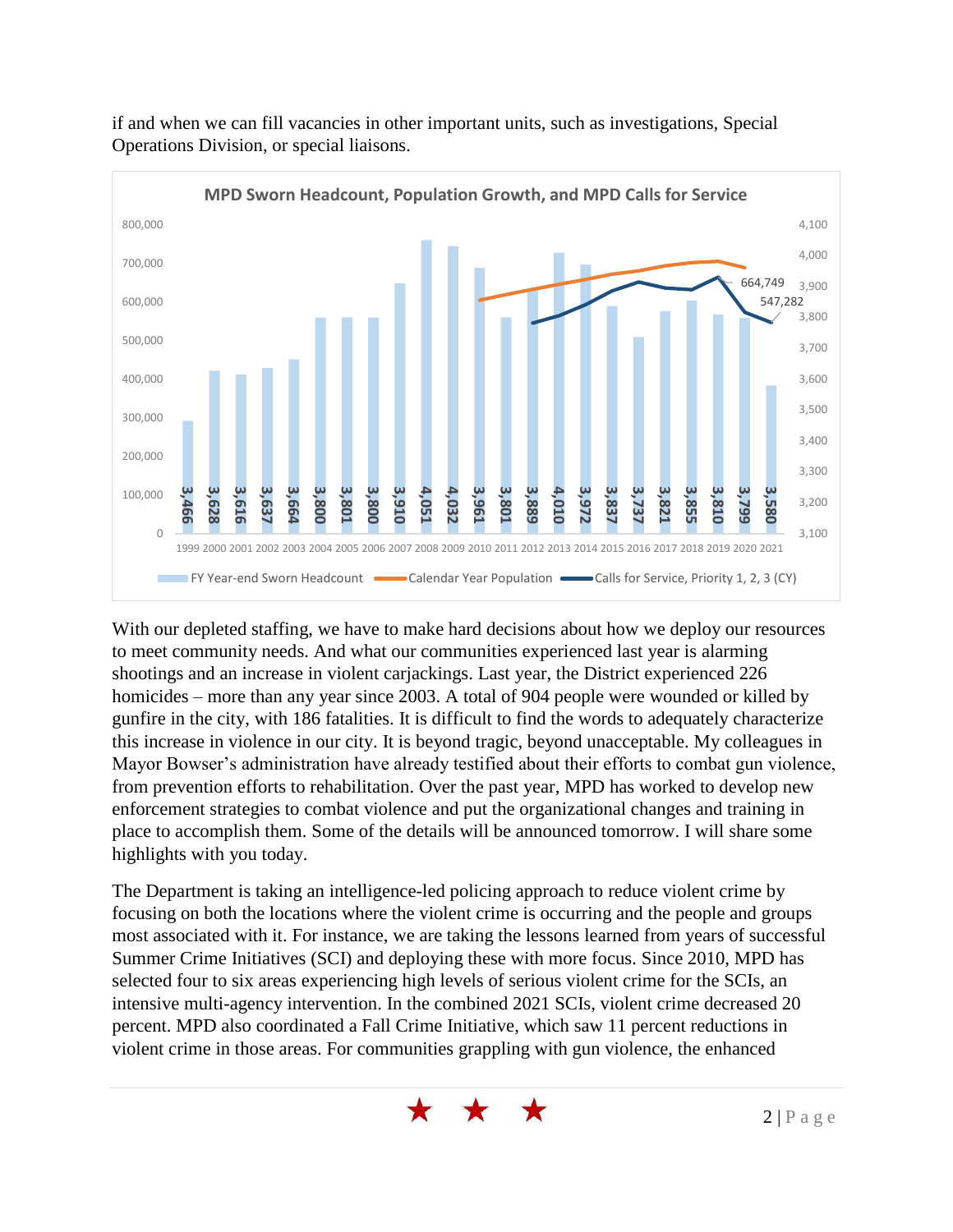if and when we can fill vacancies in other important units, such as investigations, Special Operations Division, or special liaisons.

**MPD Sworn Headcount, Population Growth, and MPD Calls for Service**

| Year | FY Year-end Sworn Headcount |
| --- | --- |
| 1999 | 3,466 |
| 2000 | 3,628 |
| 2001 | 3,616 |
| 2002 | 3,637 |
| 2003 | 3,664 |
| 2004 | 3,800 |
| 2005 | 3,801 |
| 2006 | 3,800 |
| 2007 | 3,910 |
| 2008 | 4,051 |
| 2009 | 4,032 |
| 2010 | 3,961 |
| 2011 | 3,801 |
| 2012 | 3,889 |
| 2013 | 4,010 |
| 2014 | 3,972 |
| 2015 | 3,837 |
| 2016 | 3,737 |
| 2017 | 3,821 |
| 2018 | 3,855 |
| 2019 | 3,810 |
| 2020 | 3,799 |
| 2021 | 3,580 |

Chart series: FY Year-end Sworn Headcount; Calendar Year Population; Calls for Service, Priority 1, 2, 3 (CY). Labeled values: 664,749; 547,282.

With our depleted staffing, we have to make hard decisions about how we deploy our resources to meet community needs. And what our communities experienced last year is alarming shootings and an increase in violent carjackings. Last year, the District experienced 226 homicides – more than any year since 2003. A total of 904 people were wounded or killed by gunfire in the city, with 186 fatalities. It is difficult to find the words to adequately characterize this increase in violence in our city. It is beyond tragic, beyond unacceptable. My colleagues in Mayor Bowser's administration have already testified about their efforts to combat gun violence, from prevention efforts to rehabilitation. Over the past year, MPD has worked to develop new enforcement strategies to combat violence and put the organizational changes and training in place to accomplish them. Some of the details will be announced tomorrow. I will share some highlights with you today.

The Department is taking an intelligence-led policing approach to reduce violent crime by focusing on both the locations where the violent crime is occurring and the people and groups most associated with it. For instance, we are taking the lessons learned from years of successful Summer Crime Initiatives (SCI) and deploying these with more focus. Since 2010, MPD has selected four to six areas experiencing high levels of serious violent crime for the SCIs, an intensive multi-agency intervention. In the combined 2021 SCIs, violent crime decreased 20 percent. MPD also coordinated a Fall Crime Initiative, which saw 11 percent reductions in violent crime in those areas. For communities grappling with gun violence, the enhanced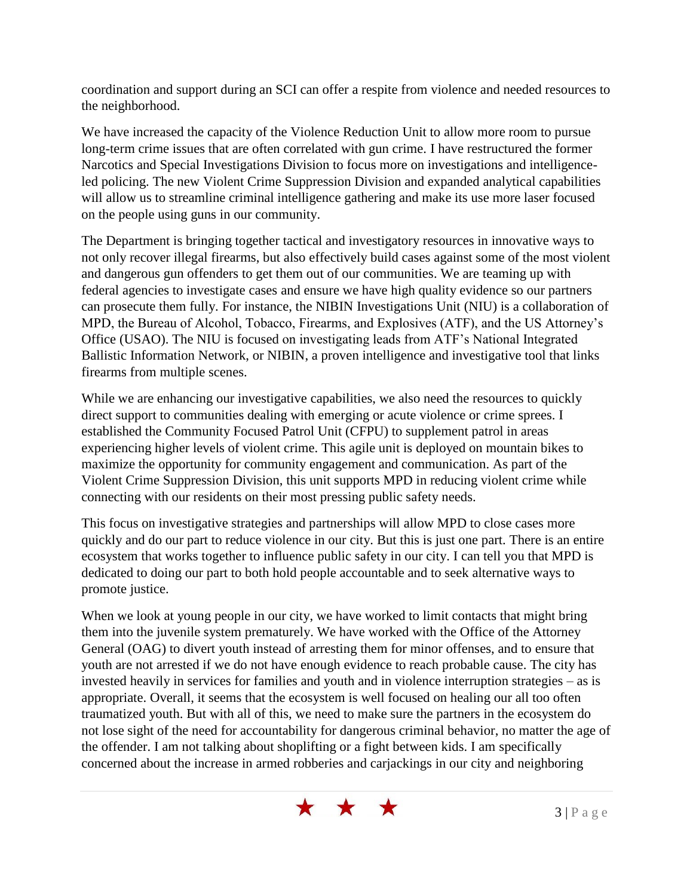coordination and support during an SCI can offer a respite from violence and needed resources to the neighborhood.

We have increased the capacity of the Violence Reduction Unit to allow more room to pursue long-term crime issues that are often correlated with gun crime. I have restructured the former Narcotics and Special Investigations Division to focus more on investigations and intelligence-led policing. The new Violent Crime Suppression Division and expanded analytical capabilities will allow us to streamline criminal intelligence gathering and make its use more laser focused on the people using guns in our community.

The Department is bringing together tactical and investigatory resources in innovative ways to not only recover illegal firearms, but also effectively build cases against some of the most violent and dangerous gun offenders to get them out of our communities. We are teaming up with federal agencies to investigate cases and ensure we have high quality evidence so our partners can prosecute them fully. For instance, the NIBIN Investigations Unit (NIU) is a collaboration of MPD, the Bureau of Alcohol, Tobacco, Firearms, and Explosives (ATF), and the US Attorney's Office (USAO). The NIU is focused on investigating leads from ATF's National Integrated Ballistic Information Network, or NIBIN, a proven intelligence and investigative tool that links firearms from multiple scenes.

While we are enhancing our investigative capabilities, we also need the resources to quickly direct support to communities dealing with emerging or acute violence or crime sprees. I established the Community Focused Patrol Unit (CFPU) to supplement patrol in areas experiencing higher levels of violent crime. This agile unit is deployed on mountain bikes to maximize the opportunity for community engagement and communication. As part of the Violent Crime Suppression Division, this unit supports MPD in reducing violent crime while connecting with our residents on their most pressing public safety needs.

This focus on investigative strategies and partnerships will allow MPD to close cases more quickly and do our part to reduce violence in our city. But this is just one part. There is an entire ecosystem that works together to influence public safety in our city. I can tell you that MPD is dedicated to doing our part to both hold people accountable and to seek alternative ways to promote justice.

When we look at young people in our city, we have worked to limit contacts that might bring them into the juvenile system prematurely. We have worked with the Office of the Attorney General (OAG) to divert youth instead of arresting them for minor offenses, and to ensure that youth are not arrested if we do not have enough evidence to reach probable cause. The city has invested heavily in services for families and youth and in violence interruption strategies – as is appropriate. Overall, it seems that the ecosystem is well focused on healing our all too often traumatized youth. But with all of this, we need to make sure the partners in the ecosystem do not lose sight of the need for accountability for dangerous criminal behavior, no matter the age of the offender. I am not talking about shoplifting or a fight between kids. I am specifically concerned about the increase in armed robberies and carjackings in our city and neighboring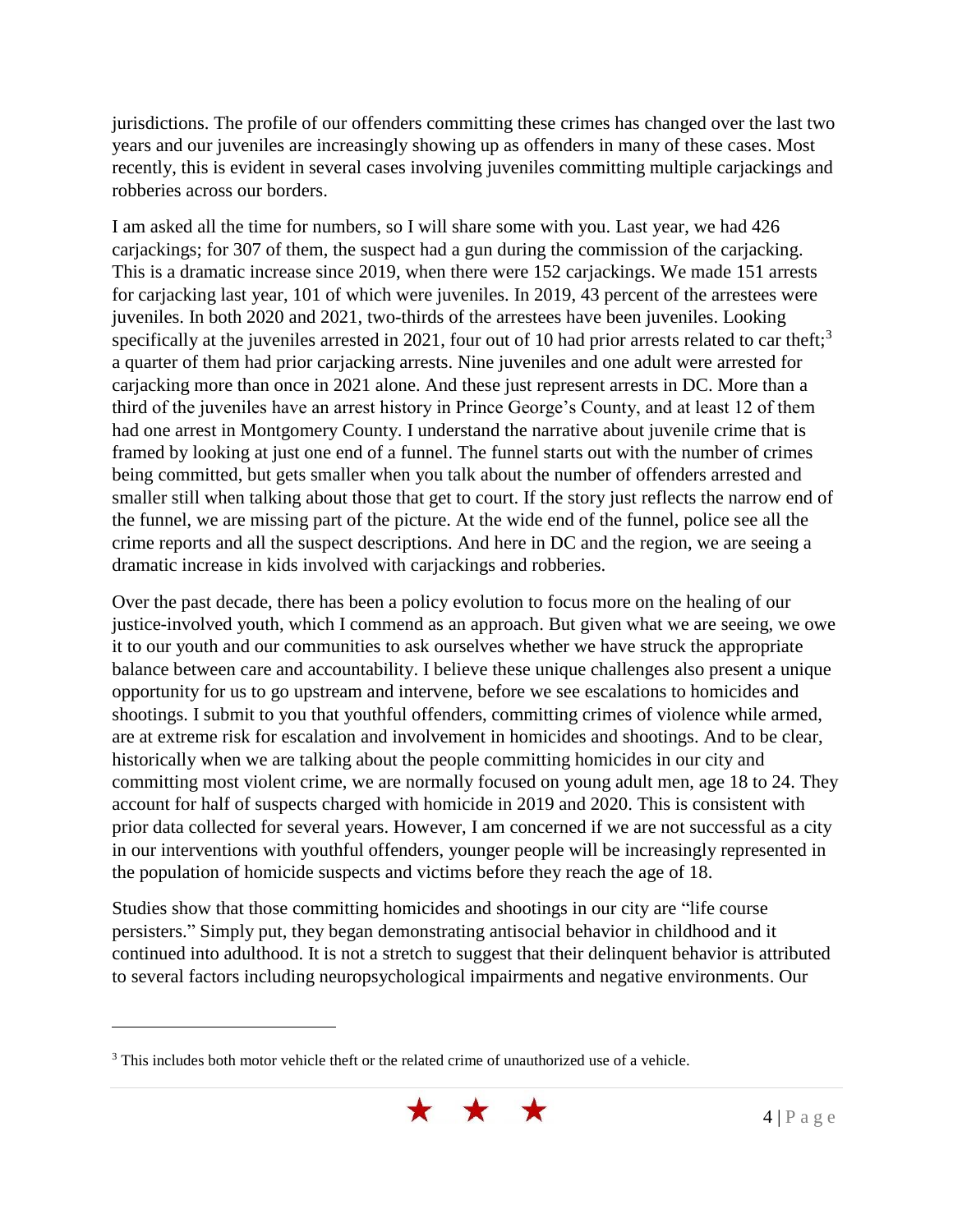jurisdictions. The profile of our offenders committing these crimes has changed over the last two years and our juveniles are increasingly showing up as offenders in many of these cases. Most recently, this is evident in several cases involving juveniles committing multiple carjackings and robberies across our borders.

I am asked all the time for numbers, so I will share some with you. Last year, we had 426 carjackings; for 307 of them, the suspect had a gun during the commission of the carjacking. This is a dramatic increase since 2019, when there were 152 carjackings. We made 151 arrests for carjacking last year, 101 of which were juveniles. In 2019, 43 percent of the arrestees were juveniles. In both 2020 and 2021, two-thirds of the arrestees have been juveniles. Looking specifically at the juveniles arrested in 2021, four out of 10 had prior arrests related to car theft;[3] a quarter of them had prior carjacking arrests. Nine juveniles and one adult were arrested for carjacking more than once in 2021 alone. And these just represent arrests in DC. More than a third of the juveniles have an arrest history in Prince George's County, and at least 12 of them had one arrest in Montgomery County. I understand the narrative about juvenile crime that is framed by looking at just one end of a funnel. The funnel starts out with the number of crimes being committed, but gets smaller when you talk about the number of offenders arrested and smaller still when talking about those that get to court. If the story just reflects the narrow end of the funnel, we are missing part of the picture. At the wide end of the funnel, police see all the crime reports and all the suspect descriptions. And here in DC and the region, we are seeing a dramatic increase in kids involved with carjackings and robberies.

Over the past decade, there has been a policy evolution to focus more on the healing of our justice-involved youth, which I commend as an approach. But given what we are seeing, we owe it to our youth and our communities to ask ourselves whether we have struck the appropriate balance between care and accountability. I believe these unique challenges also present a unique opportunity for us to go upstream and intervene, before we see escalations to homicides and shootings. I submit to you that youthful offenders, committing crimes of violence while armed, are at extreme risk for escalation and involvement in homicides and shootings. And to be clear, historically when we are talking about the people committing homicides in our city and committing most violent crime, we are normally focused on young adult men, age 18 to 24. They account for half of suspects charged with homicide in 2019 and 2020. This is consistent with prior data collected for several years. However, I am concerned if we are not successful as a city in our interventions with youthful offenders, younger people will be increasingly represented in the population of homicide suspects and victims before they reach the age of 18.

Studies show that those committing homicides and shootings in our city are "life course persisters." Simply put, they began demonstrating antisocial behavior in childhood and it continued into adulthood. It is not a stretch to suggest that their delinquent behavior is attributed to several factors including neuropsychological impairments and negative environments. Our

[3] This includes both motor vehicle theft or the related crime of unauthorized use of a vehicle.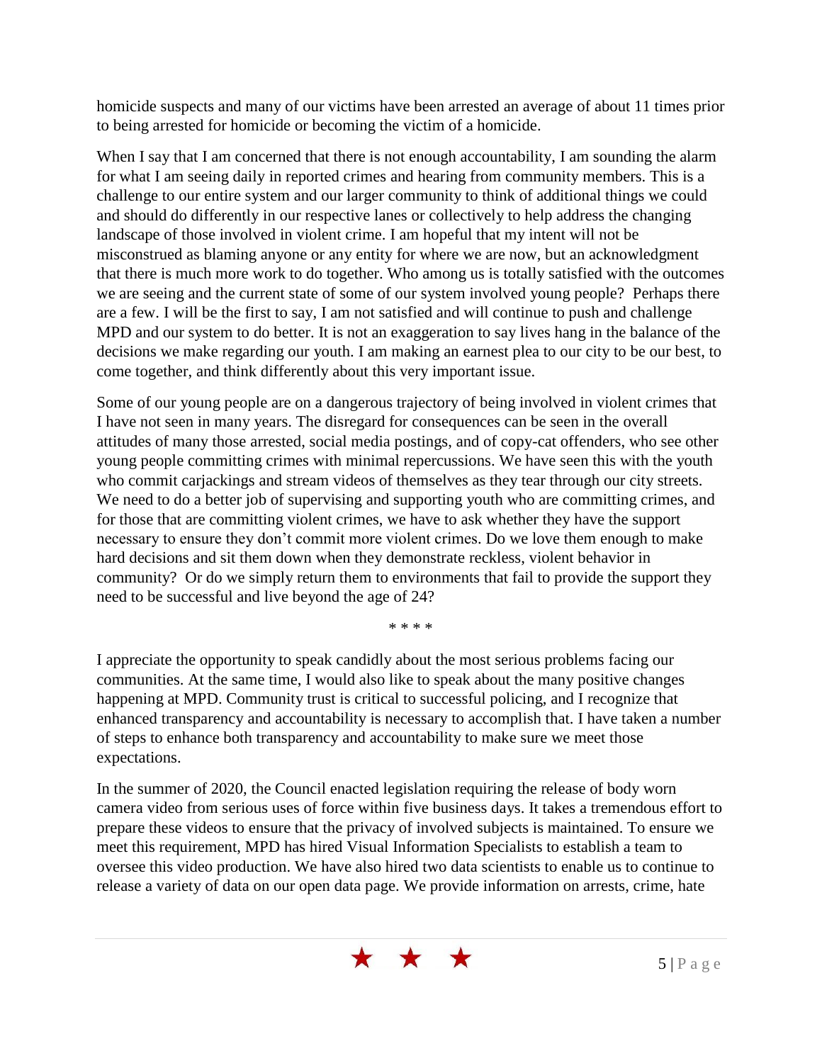homicide suspects and many of our victims have been arrested an average of about 11 times prior to being arrested for homicide or becoming the victim of a homicide.

When I say that I am concerned that there is not enough accountability, I am sounding the alarm for what I am seeing daily in reported crimes and hearing from community members. This is a challenge to our entire system and our larger community to think of additional things we could and should do differently in our respective lanes or collectively to help address the changing landscape of those involved in violent crime. I am hopeful that my intent will not be misconstrued as blaming anyone or any entity for where we are now, but an acknowledgment that there is much more work to do together. Who among us is totally satisfied with the outcomes we are seeing and the current state of some of our system involved young people? Perhaps there are a few. I will be the first to say, I am not satisfied and will continue to push and challenge MPD and our system to do better. It is not an exaggeration to say lives hang in the balance of the decisions we make regarding our youth. I am making an earnest plea to our city to be our best, to come together, and think differently about this very important issue.

Some of our young people are on a dangerous trajectory of being involved in violent crimes that I have not seen in many years. The disregard for consequences can be seen in the overall attitudes of many those arrested, social media postings, and of copy-cat offenders, who see other young people committing crimes with minimal repercussions. We have seen this with the youth who commit carjackings and stream videos of themselves as they tear through our city streets. We need to do a better job of supervising and supporting youth who are committing crimes, and for those that are committing violent crimes, we have to ask whether they have the support necessary to ensure they don't commit more violent crimes. Do we love them enough to make hard decisions and sit them down when they demonstrate reckless, violent behavior in community? Or do we simply return them to environments that fail to provide the support they need to be successful and live beyond the age of 24?

\* \* \* \*

I appreciate the opportunity to speak candidly about the most serious problems facing our communities. At the same time, I would also like to speak about the many positive changes happening at MPD. Community trust is critical to successful policing, and I recognize that enhanced transparency and accountability is necessary to accomplish that. I have taken a number of steps to enhance both transparency and accountability to make sure we meet those expectations.

In the summer of 2020, the Council enacted legislation requiring the release of body worn camera video from serious uses of force within five business days. It takes a tremendous effort to prepare these videos to ensure that the privacy of involved subjects is maintained. To ensure we meet this requirement, MPD has hired Visual Information Specialists to establish a team to oversee this video production. We have also hired two data scientists to enable us to continue to release a variety of data on our open data page. We provide information on arrests, crime, hate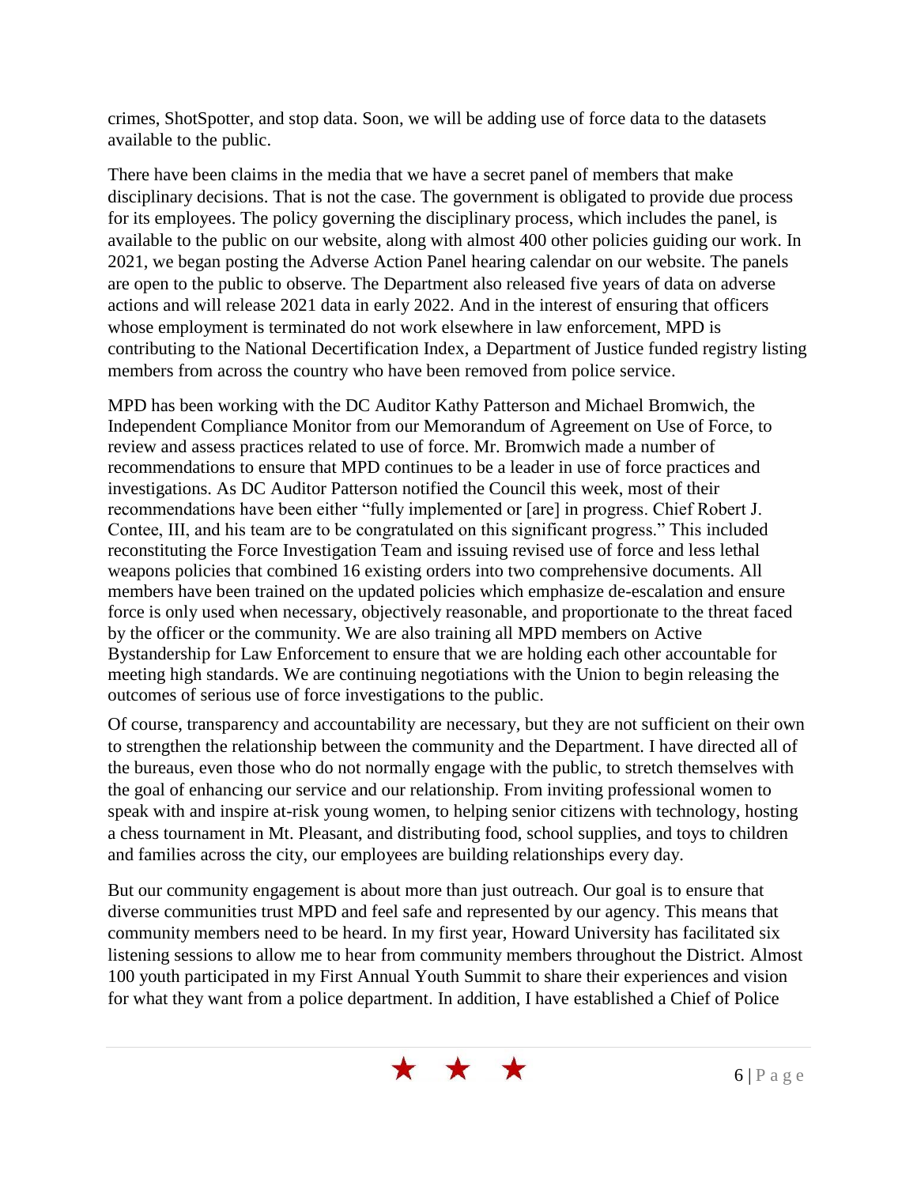crimes, ShotSpotter, and stop data. Soon, we will be adding use of force data to the datasets available to the public.

There have been claims in the media that we have a secret panel of members that make disciplinary decisions. That is not the case. The government is obligated to provide due process for its employees. The policy governing the disciplinary process, which includes the panel, is available to the public on our website, along with almost 400 other policies guiding our work. In 2021, we began posting the Adverse Action Panel hearing calendar on our website. The panels are open to the public to observe. The Department also released five years of data on adverse actions and will release 2021 data in early 2022. And in the interest of ensuring that officers whose employment is terminated do not work elsewhere in law enforcement, MPD is contributing to the National Decertification Index, a Department of Justice funded registry listing members from across the country who have been removed from police service.

MPD has been working with the DC Auditor Kathy Patterson and Michael Bromwich, the Independent Compliance Monitor from our Memorandum of Agreement on Use of Force, to review and assess practices related to use of force. Mr. Bromwich made a number of recommendations to ensure that MPD continues to be a leader in use of force practices and investigations. As DC Auditor Patterson notified the Council this week, most of their recommendations have been either "fully implemented or [are] in progress. Chief Robert J. Contee, III, and his team are to be congratulated on this significant progress." This included reconstituting the Force Investigation Team and issuing revised use of force and less lethal weapons policies that combined 16 existing orders into two comprehensive documents. All members have been trained on the updated policies which emphasize de-escalation and ensure force is only used when necessary, objectively reasonable, and proportionate to the threat faced by the officer or the community. We are also training all MPD members on Active Bystandership for Law Enforcement to ensure that we are holding each other accountable for meeting high standards. We are continuing negotiations with the Union to begin releasing the outcomes of serious use of force investigations to the public.

Of course, transparency and accountability are necessary, but they are not sufficient on their own to strengthen the relationship between the community and the Department. I have directed all of the bureaus, even those who do not normally engage with the public, to stretch themselves with the goal of enhancing our service and our relationship. From inviting professional women to speak with and inspire at-risk young women, to helping senior citizens with technology, hosting a chess tournament in Mt. Pleasant, and distributing food, school supplies, and toys to children and families across the city, our employees are building relationships every day.

But our community engagement is about more than just outreach. Our goal is to ensure that diverse communities trust MPD and feel safe and represented by our agency. This means that community members need to be heard. In my first year, Howard University has facilitated six listening sessions to allow me to hear from community members throughout the District. Almost 100 youth participated in my First Annual Youth Summit to share their experiences and vision for what they want from a police department. In addition, I have established a Chief of Police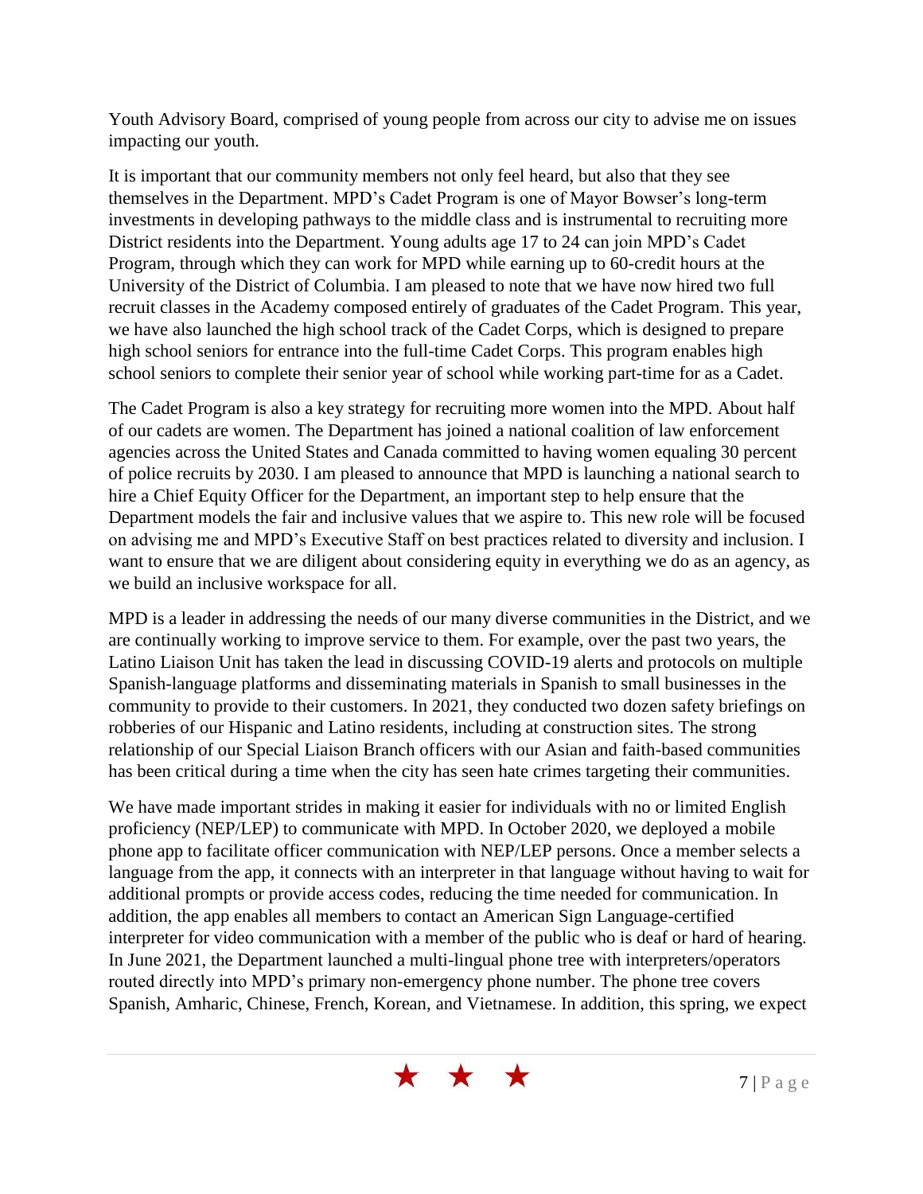Youth Advisory Board, comprised of young people from across our city to advise me on issues impacting our youth.

It is important that our community members not only feel heard, but also that they see themselves in the Department. MPD's Cadet Program is one of Mayor Bowser's long-term investments in developing pathways to the middle class and is instrumental to recruiting more District residents into the Department. Young adults age 17 to 24 can join MPD's Cadet Program, through which they can work for MPD while earning up to 60-credit hours at the University of the District of Columbia. I am pleased to note that we have now hired two full recruit classes in the Academy composed entirely of graduates of the Cadet Program. This year, we have also launched the high school track of the Cadet Corps, which is designed to prepare high school seniors for entrance into the full-time Cadet Corps. This program enables high school seniors to complete their senior year of school while working part-time for as a Cadet.

The Cadet Program is also a key strategy for recruiting more women into the MPD. About half of our cadets are women. The Department has joined a national coalition of law enforcement agencies across the United States and Canada committed to having women equaling 30 percent of police recruits by 2030. I am pleased to announce that MPD is launching a national search to hire a Chief Equity Officer for the Department, an important step to help ensure that the Department models the fair and inclusive values that we aspire to. This new role will be focused on advising me and MPD's Executive Staff on best practices related to diversity and inclusion. I want to ensure that we are diligent about considering equity in everything we do as an agency, as we build an inclusive workspace for all.

MPD is a leader in addressing the needs of our many diverse communities in the District, and we are continually working to improve service to them. For example, over the past two years, the Latino Liaison Unit has taken the lead in discussing COVID-19 alerts and protocols on multiple Spanish-language platforms and disseminating materials in Spanish to small businesses in the community to provide to their customers. In 2021, they conducted two dozen safety briefings on robberies of our Hispanic and Latino residents, including at construction sites. The strong relationship of our Special Liaison Branch officers with our Asian and faith-based communities has been critical during a time when the city has seen hate crimes targeting their communities.

We have made important strides in making it easier for individuals with no or limited English proficiency (NEP/LEP) to communicate with MPD. In October 2020, we deployed a mobile phone app to facilitate officer communication with NEP/LEP persons. Once a member selects a language from the app, it connects with an interpreter in that language without having to wait for additional prompts or provide access codes, reducing the time needed for communication. In addition, the app enables all members to contact an American Sign Language-certified interpreter for video communication with a member of the public who is deaf or hard of hearing. In June 2021, the Department launched a multi-lingual phone tree with interpreters/operators routed directly into MPD's primary non-emergency phone number. The phone tree covers Spanish, Amharic, Chinese, French, Korean, and Vietnamese. In addition, this spring, we expect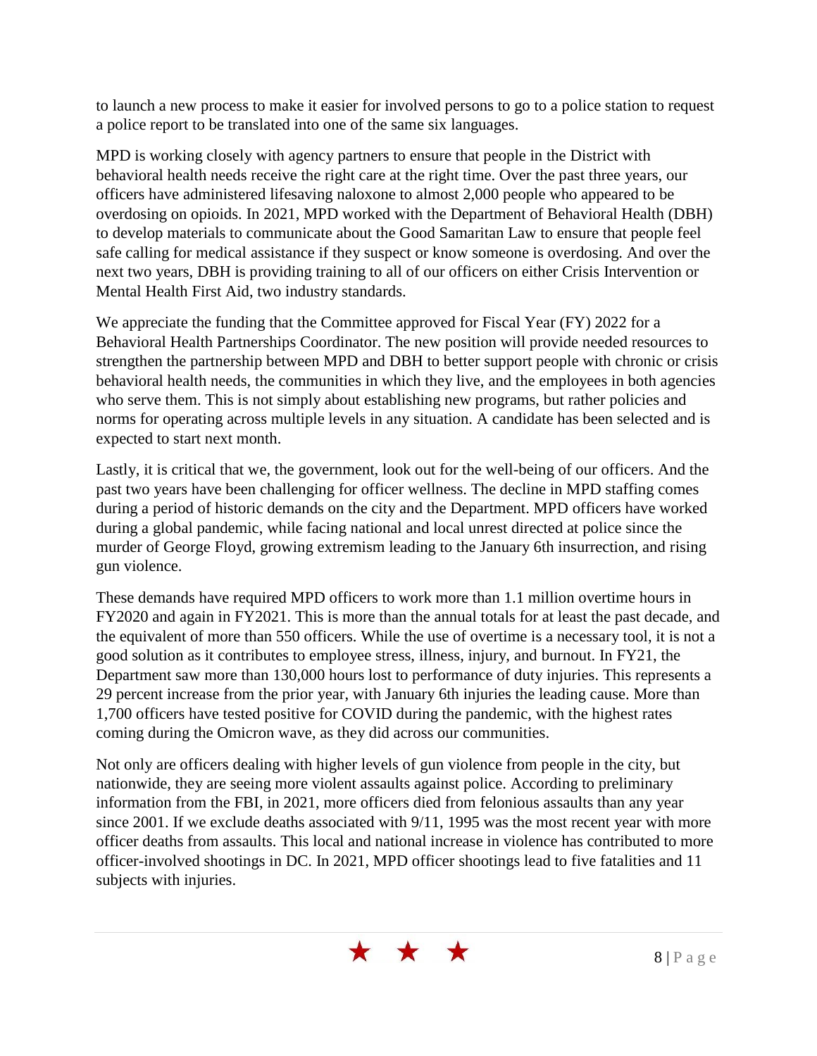to launch a new process to make it easier for involved persons to go to a police station to request a police report to be translated into one of the same six languages.

MPD is working closely with agency partners to ensure that people in the District with behavioral health needs receive the right care at the right time. Over the past three years, our officers have administered lifesaving naloxone to almost 2,000 people who appeared to be overdosing on opioids. In 2021, MPD worked with the Department of Behavioral Health (DBH) to develop materials to communicate about the Good Samaritan Law to ensure that people feel safe calling for medical assistance if they suspect or know someone is overdosing. And over the next two years, DBH is providing training to all of our officers on either Crisis Intervention or Mental Health First Aid, two industry standards.

We appreciate the funding that the Committee approved for Fiscal Year (FY) 2022 for a Behavioral Health Partnerships Coordinator. The new position will provide needed resources to strengthen the partnership between MPD and DBH to better support people with chronic or crisis behavioral health needs, the communities in which they live, and the employees in both agencies who serve them. This is not simply about establishing new programs, but rather policies and norms for operating across multiple levels in any situation. A candidate has been selected and is expected to start next month.

Lastly, it is critical that we, the government, look out for the well-being of our officers. And the past two years have been challenging for officer wellness. The decline in MPD staffing comes during a period of historic demands on the city and the Department. MPD officers have worked during a global pandemic, while facing national and local unrest directed at police since the murder of George Floyd, growing extremism leading to the January 6th insurrection, and rising gun violence.

These demands have required MPD officers to work more than 1.1 million overtime hours in FY2020 and again in FY2021. This is more than the annual totals for at least the past decade, and the equivalent of more than 550 officers. While the use of overtime is a necessary tool, it is not a good solution as it contributes to employee stress, illness, injury, and burnout. In FY21, the Department saw more than 130,000 hours lost to performance of duty injuries. This represents a 29 percent increase from the prior year, with January 6th injuries the leading cause. More than 1,700 officers have tested positive for COVID during the pandemic, with the highest rates coming during the Omicron wave, as they did across our communities.

Not only are officers dealing with higher levels of gun violence from people in the city, but nationwide, they are seeing more violent assaults against police. According to preliminary information from the FBI, in 2021, more officers died from felonious assaults than any year since 2001. If we exclude deaths associated with 9/11, 1995 was the most recent year with more officer deaths from assaults. This local and national increase in violence has contributed to more officer-involved shootings in DC. In 2021, MPD officer shootings lead to five fatalities and 11 subjects with injuries.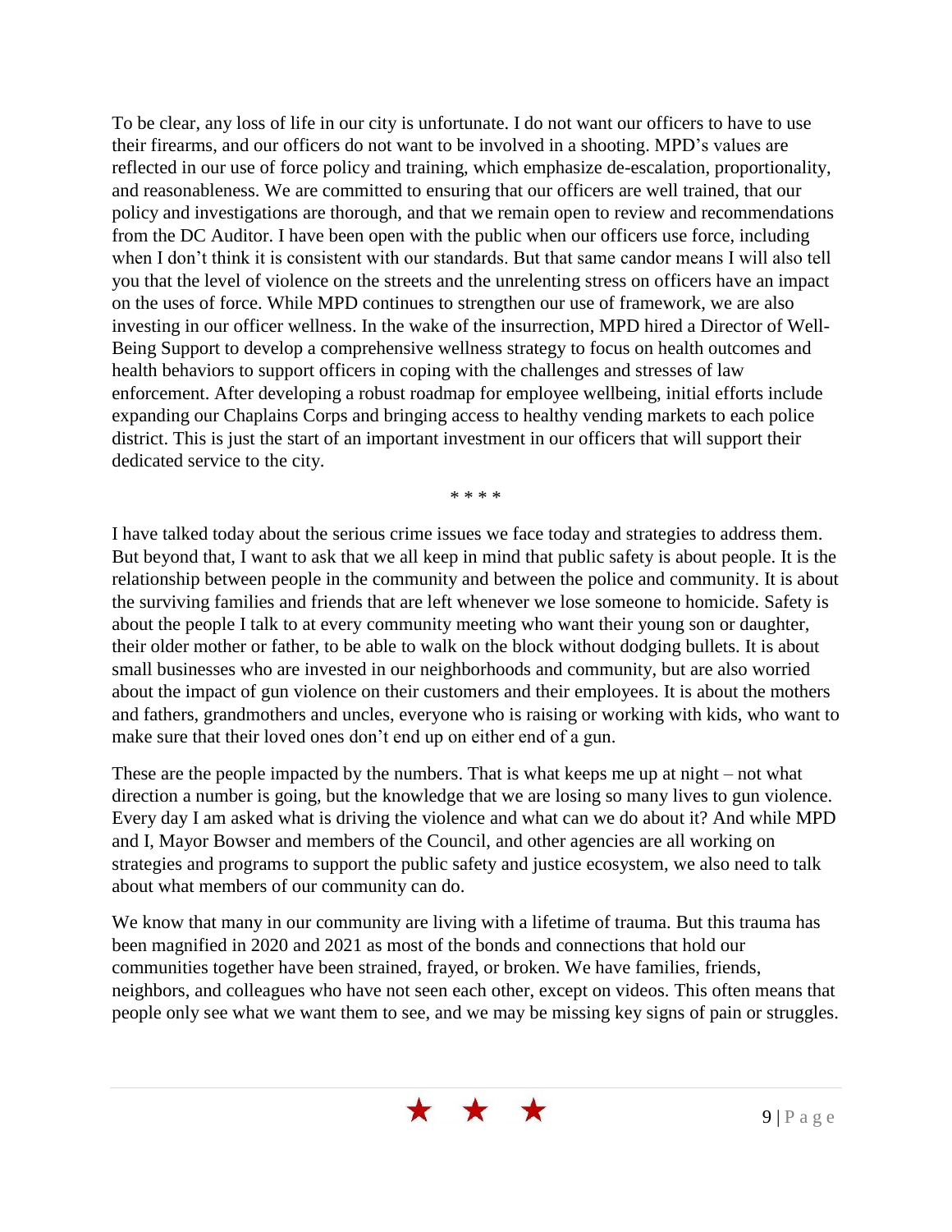To be clear, any loss of life in our city is unfortunate. I do not want our officers to have to use their firearms, and our officers do not want to be involved in a shooting. MPD's values are reflected in our use of force policy and training, which emphasize de-escalation, proportionality, and reasonableness. We are committed to ensuring that our officers are well trained, that our policy and investigations are thorough, and that we remain open to review and recommendations from the DC Auditor. I have been open with the public when our officers use force, including when I don't think it is consistent with our standards. But that same candor means I will also tell you that the level of violence on the streets and the unrelenting stress on officers have an impact on the uses of force. While MPD continues to strengthen our use of framework, we are also investing in our officer wellness. In the wake of the insurrection, MPD hired a Director of Well-Being Support to develop a comprehensive wellness strategy to focus on health outcomes and health behaviors to support officers in coping with the challenges and stresses of law enforcement. After developing a robust roadmap for employee wellbeing, initial efforts include expanding our Chaplains Corps and bringing access to healthy vending markets to each police district. This is just the start of an important investment in our officers that will support their dedicated service to the city.

* * * *

I have talked today about the serious crime issues we face today and strategies to address them. But beyond that, I want to ask that we all keep in mind that public safety is about people. It is the relationship between people in the community and between the police and community. It is about the surviving families and friends that are left whenever we lose someone to homicide. Safety is about the people I talk to at every community meeting who want their young son or daughter, their older mother or father, to be able to walk on the block without dodging bullets. It is about small businesses who are invested in our neighborhoods and community, but are also worried about the impact of gun violence on their customers and their employees. It is about the mothers and fathers, grandmothers and uncles, everyone who is raising or working with kids, who want to make sure that their loved ones don't end up on either end of a gun.

These are the people impacted by the numbers. That is what keeps me up at night – not what direction a number is going, but the knowledge that we are losing so many lives to gun violence. Every day I am asked what is driving the violence and what can we do about it? And while MPD and I, Mayor Bowser and members of the Council, and other agencies are all working on strategies and programs to support the public safety and justice ecosystem, we also need to talk about what members of our community can do.

We know that many in our community are living with a lifetime of trauma. But this trauma has been magnified in 2020 and 2021 as most of the bonds and connections that hold our communities together have been strained, frayed, or broken. We have families, friends, neighbors, and colleagues who have not seen each other, except on videos. This often means that people only see what we want them to see, and we may be missing key signs of pain or struggles.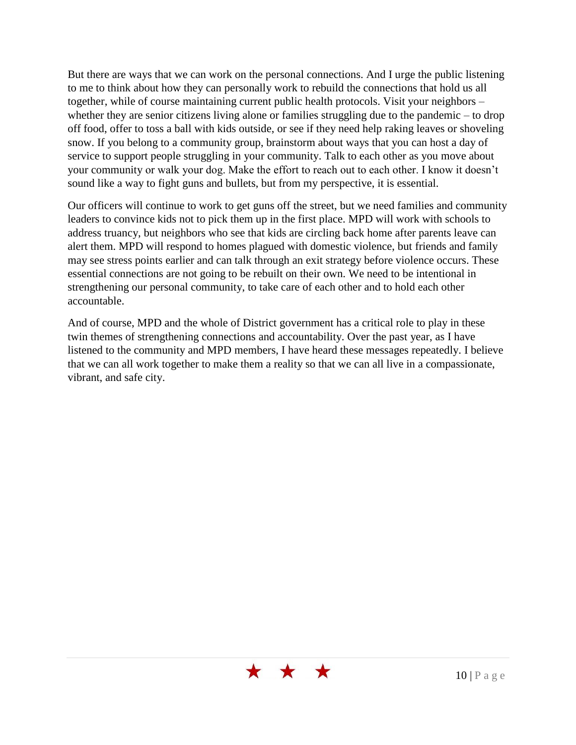But there are ways that we can work on the personal connections. And I urge the public listening to me to think about how they can personally work to rebuild the connections that hold us all together, while of course maintaining current public health protocols. Visit your neighbors – whether they are senior citizens living alone or families struggling due to the pandemic – to drop off food, offer to toss a ball with kids outside, or see if they need help raking leaves or shoveling snow. If you belong to a community group, brainstorm about ways that you can host a day of service to support people struggling in your community. Talk to each other as you move about your community or walk your dog. Make the effort to reach out to each other. I know it doesn't sound like a way to fight guns and bullets, but from my perspective, it is essential.

Our officers will continue to work to get guns off the street, but we need families and community leaders to convince kids not to pick them up in the first place. MPD will work with schools to address truancy, but neighbors who see that kids are circling back home after parents leave can alert them. MPD will respond to homes plagued with domestic violence, but friends and family may see stress points earlier and can talk through an exit strategy before violence occurs. These essential connections are not going to be rebuilt on their own. We need to be intentional in strengthening our personal community, to take care of each other and to hold each other accountable.

And of course, MPD and the whole of District government has a critical role to play in these twin themes of strengthening connections and accountability. Over the past year, as I have listened to the community and MPD members, I have heard these messages repeatedly. I believe that we can all work together to make them a reality so that we can all live in a compassionate, vibrant, and safe city.